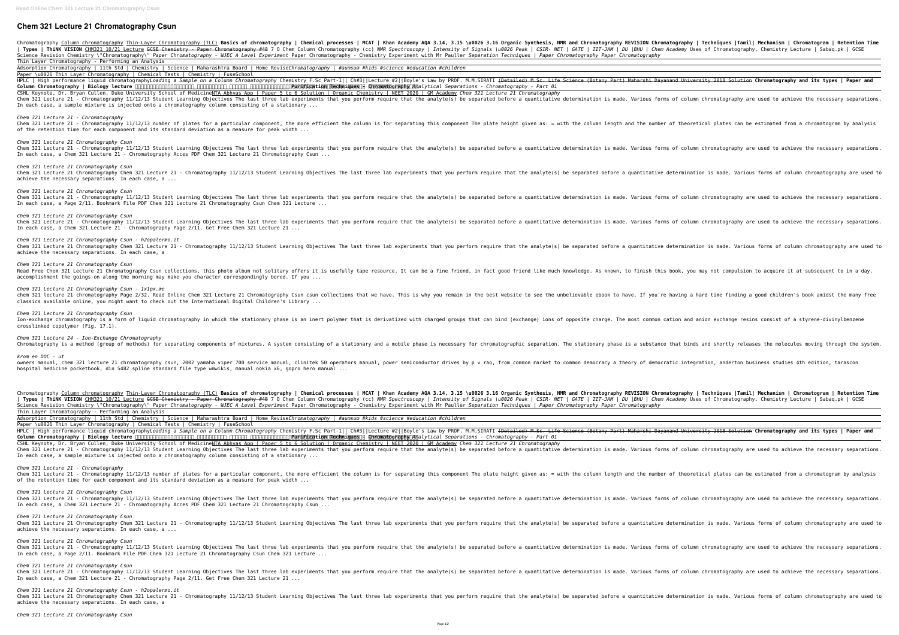# Chem 321 Lecture 21 Chromatography Csun

Chromatography Column chromatography Thin-Layer Chromatography (TLC) **Basics of chromatography | Chemical processes | MCAT | Khan Academy** AQA 3.14, 3.15 \u0026 3.16 Organic Synthesis, NMR and Chromatography REVISION **Chromatography | Techniques |Tamil| Mechanism | Chromatogram | Retention Time | Types | ThiNK VISION** CHM321 10/21 Lecture GCSE Chemistry - Paper Chromatography #48 7 O Chem Column Chromatography (cc) *NMR Spectroscopy | Intensity of Signals \u0026 Peak | CSIR- NET | GATE | IIT-JAM | DU |BHU | Chem Academy* Uses of Chromatography, Chemistry Lecture | Sabaq.pk | GCSE Science Revision Chemistry \"Chromatography\" *Paper Chromatography - WJEC A Level Experiment* Paper Chromatography - Chemistry Experiment with Mr Pauller *Separation Techniques | Paper Chromatography Paper Chromatography*

Thin Layer Chromatography - Performing an Analysis

Adsorption Chromatography | 11th Std | Chemistry | Science | Maharashtra Board | Home Revise*Chromatography | #aumsum #kids #science #education #children*

Paper \u0026 Thin Layer Chromatography | Chemical Tests | Chemistry | FuseSchool

HPLC | High performance liquid chromatography*Loading a Sample on a Column Chromatography* Chemistry F.Sc Part-1|| Ch#3||Lecture #2||Boyle's Law by PROF. M.M.SIRATI (Detailed) M.Sc. Life Science (Botany Part) Maharshi Dayanand University 2018 Solution **Chromatography and its types | Paper and Column Chromatography | Biology lecture** Purification Techniques - Chromatography *Analytical Separations - Chromatography - Part 01*

CSHL Keynote, Dr. Bryan Cullen, Duke University School of MedicineNTA Abhyas App | Paper 5 to 6 Solution | Organic Chemistry | NEET 2020 | GM Academy *Chem 321 Lecture 21 Chromatography*

Chem 321 Lecture 21 - Chromatography 11/12/13 Student Learning Objectives The last three lab experiments that you perform require that the analyte(s) be separated before a quantitative determination is made. Various forms of column chromatography are used to achieve the necessary separations. In each case, a sample mixture is injected onto a chromatography column consisting of a stationary ...

*Chem 321 Lecture 21 - Chromatography*

Chem 321 Lecture 21 - Chromatography 11/12/13 number of plates for a particular component, the more efficient the column is for separating this component The plate height given as: = with the column length and the number of theoretical plates can be estimated from a chromatogram by analysis of the retention time for each component and its standard deviation as a measure for peak width ...

*Chem 321 Lecture 21 Chromatography Csun*

Chem 321 Lecture 21 - Chromatography 11/12/13 Student Learning Objectives The last three lab experiments that you perform require that the analyte(s) be separated before a quantitative determination is made. Various forms of column chromatography are used to achieve the necessary separations. In each case, a Chem 321 Lecture 21 - Chromatography Acces PDF Chem 321 Lecture 21 Chromatography Csun ...

*Chem 321 Lecture 21 Chromatography Csun*

Chem 321 Lecture 21 Chromatography Chem 321 Lecture 21 - Chromatography 11/12/13 Student Learning Objectives The last three lab experiments that you perform require that the analyte(s) be separated before a quantitative determination is made. Various forms of column chromatography are used to achieve the necessary separations. In each case, a ...

*Chem 321 Lecture 21 Chromatography Csun*

Chem 321 Lecture 21 - Chromatography 11/12/13 Student Learning Objectives The last three lab experiments that you perform require that the analyte(s) be separated before a quantitative determination is made. Various forms of column chromatography are used to achieve the necessary separations. In each case, a Page 2/11. Bookmark File PDF Chem 321 Lecture 21 Chromatography Csun Chem 321 Lecture ...

*Chem 321 Lecture 21 Chromatography Csun*

Chem 321 Lecture 21 - Chromatography 11/12/13 Student Learning Objectives The last three lab experiments that you perform require that the analyte(s) be separated before a quantitative determination is made. Various forms of column chromatography are used to achieve the necessary separations. In each case, a Chem 321 Lecture 21 - Chromatography Page 2/11. Get Free Chem 321 Lecture 21 ...

*Chem 321 Lecture 21 Chromatography Csun - h2opalermo.it*

Chem 321 Lecture 21 Chromatography Chem 321 Lecture 21 - Chromatography 11/12/13 Student Learning Objectives The last three lab experiments that you perform require that the analyte(s) be separated before a quantitative determination is made. Various forms of column chromatography are used to achieve the necessary separations. In each case, a

*Chem 321 Lecture 21 Chromatography Csun*

Read Free Chem 321 Lecture 21 Chromatography Csun collections, this photo album not solitary offers it is usefully tape resource. It can be a fine friend, in fact good friend like much knowledge. As known, to finish this book, you may not compulsion to acquire it at subsequent to in a day. accomplishment the goings-on along the morning may make you character correspondingly bored. If you ...

*Chem 321 Lecture 21 Chromatography Csun - 1x1px.me*

chem 321 lecture 21 chromatography Page 2/32. Read Online Chem 321 Lecture 21 Chromatography Csun csun collections that we have. This is why you remain in the best website to see the unbelievable ebook to have. If you're having a hard time finding a good children's book amidst the many free classics available online, you might want to check out the International Digital Children's Library ...

*Chem 321 Lecture 21 Chromatography Csun*

Ion-exchange chromatography is a form of liquid chromatography in which the stationary phase is an inert polymer that is derivatized with charged groups that can bind (exchange) ions of opposite charge. The most common cation and anion exchange resins consist of a styrene-divinylbenzene crosslinked copolymer (Fig. 17.1).

*Chem 321 Lecture 24 - Ion-Exchange Chromatography*

Chromatography is a method (group of methods) for separating components of mixtures. A system consisting of a stationary and a mobile phase is necessary for chromatographic separation. The stationary phase is a substance that binds and shortly releases the molecules moving through the system.

*krom en DOC - ut*

owners manual, chem 321 lecture 21 chromatography csun, 2002 yamaha viper 700 service manual, clinitek 50 operators manual, power semiconductor drives by p v rao, from common market to common democracy a theory of democratic integration, anderton business studies 4th edition, tarascon hospital medicine pocketbook, din 5482 spline standard file type wmwikis, manual nokia x6, gopro hero manual ...

Chromatography Column chromatography Thin-Layer Chromatography (TLC) **Basics of chromatography | Chemical processes | MCAT | Khan Academy** AQA 3.14, 3.15 \u0026 3.16 Organic Synthesis, NMR and Chromatography REVISION **Chromatography | Techniques |Tamil| Mechanism | Chromatogram | Retention Time | Types | ThiNK VISION** CHM321 10/21 Lecture GCSE Chemistry - Paper Chromatography #48 7 O Chem Column Chromatography (cc) *NMR Spectroscopy | Intensity of Signals \u0026 Peak | CSIR- NET | GATE | IIT-JAM | DU |BHU | Chem Academy* Uses of Chromatography, Chemistry Lecture | Sabaq.pk | GCSE Science Revision Chemistry \"Chromatography\" *Paper Chromatography - WJEC A Level Experiment* Paper Chromatography - Chemistry Experiment with Mr Pauller *Separation Techniques | Paper Chromatography Paper Chromatography*

Thin Layer Chromatography - Performing an Analysis

Adsorption Chromatography | 11th Std | Chemistry | Science | Maharashtra Board | Home Revise*Chromatography | #aumsum #kids #science #education #children*

Paper \u0026 Thin Layer Chromatography | Chemical Tests | Chemistry | FuseSchool

HPLC | High performance liquid chromatography*Loading a Sample on a Column Chromatography* Chemistry F.Sc Part-1|| Ch#3||Lecture #2||Boyle's Law by PROF. M.M.SIRATI (Detailed) M.Sc. Life Science (Botany Part) Maharshi Dayanand University 2018 Solution **Chromatography and its types | Paper and Column Chromatography | Biology lecture** Purification Techniques - Chromatography *Analytical Separations - Chromatography - Part 01*

CSHL Keynote, Dr. Bryan Cullen, Duke University School of MedicineNTA Abhyas App | Paper 5 to 6 Solution | Organic Chemistry | NEET 2020 | GM Academy *Chem 321 Lecture 21 Chromatography*

Chem 321 Lecture 21 - Chromatography 11/12/13 Student Learning Objectives The last three lab experiments that you perform require that the analyte(s) be separated before a quantitative determination is made. Various forms of column chromatography are used to achieve the necessary separations. In each case, a sample mixture is injected onto a chromatography column consisting of a stationary ...

*Chem 321 Lecture 21 - Chromatography*

Chem 321 Lecture 21 - Chromatography 11/12/13 number of plates for a particular component, the more efficient the column is for separating this component The plate height given as: = with the column length and the number of theoretical plates can be estimated from a chromatogram by analysis of the retention time for each component and its standard deviation as a measure for peak width ...

*Chem 321 Lecture 21 Chromatography Csun*

Chem 321 Lecture 21 - Chromatography 11/12/13 Student Learning Objectives The last three lab experiments that you perform require that the analyte(s) be separated before a quantitative determination is made. Various forms of column chromatography are used to achieve the necessary separations. In each case, a Chem 321 Lecture 21 - Chromatography Acces PDF Chem 321 Lecture 21 Chromatography Csun ...

*Chem 321 Lecture 21 Chromatography Csun*

Chem 321 Lecture 21 Chromatography Chem 321 Lecture 21 - Chromatography 11/12/13 Student Learning Objectives The last three lab experiments that you perform require that the analyte(s) be separated before a quantitative determination is made. Various forms of column chromatography are used to achieve the necessary separations. In each case, a ...

*Chem 321 Lecture 21 Chromatography Csun*

Chem 321 Lecture 21 - Chromatography 11/12/13 Student Learning Objectives The last three lab experiments that you perform require that the analyte(s) be separated before a quantitative determination is made. Various forms of column chromatography are used to achieve the necessary separations. In each case, a Page 2/11. Bookmark File PDF Chem 321 Lecture 21 Chromatography Csun Chem 321 Lecture ...

*Chem 321 Lecture 21 Chromatography Csun*

Chem 321 Lecture 21 - Chromatography 11/12/13 Student Learning Objectives The last three lab experiments that you perform require that the analyte(s) be separated before a quantitative determination is made. Various forms of column chromatography are used to achieve the necessary separations. In each case, a Chem 321 Lecture 21 - Chromatography Page 2/11. Get Free Chem 321 Lecture 21 ...

*Chem 321 Lecture 21 Chromatography Csun - h2opalermo.it*

Chem 321 Lecture 21 Chromatography Chem 321 Lecture 21 - Chromatography 11/12/13 Student Learning Objectives The last three lab experiments that you perform require that the analyte(s) be separated before a quantitative determination is made. Various forms of column chromatography are used to achieve the necessary separations. In each case, a

*Chem 321 Lecture 21 Chromatography Csun*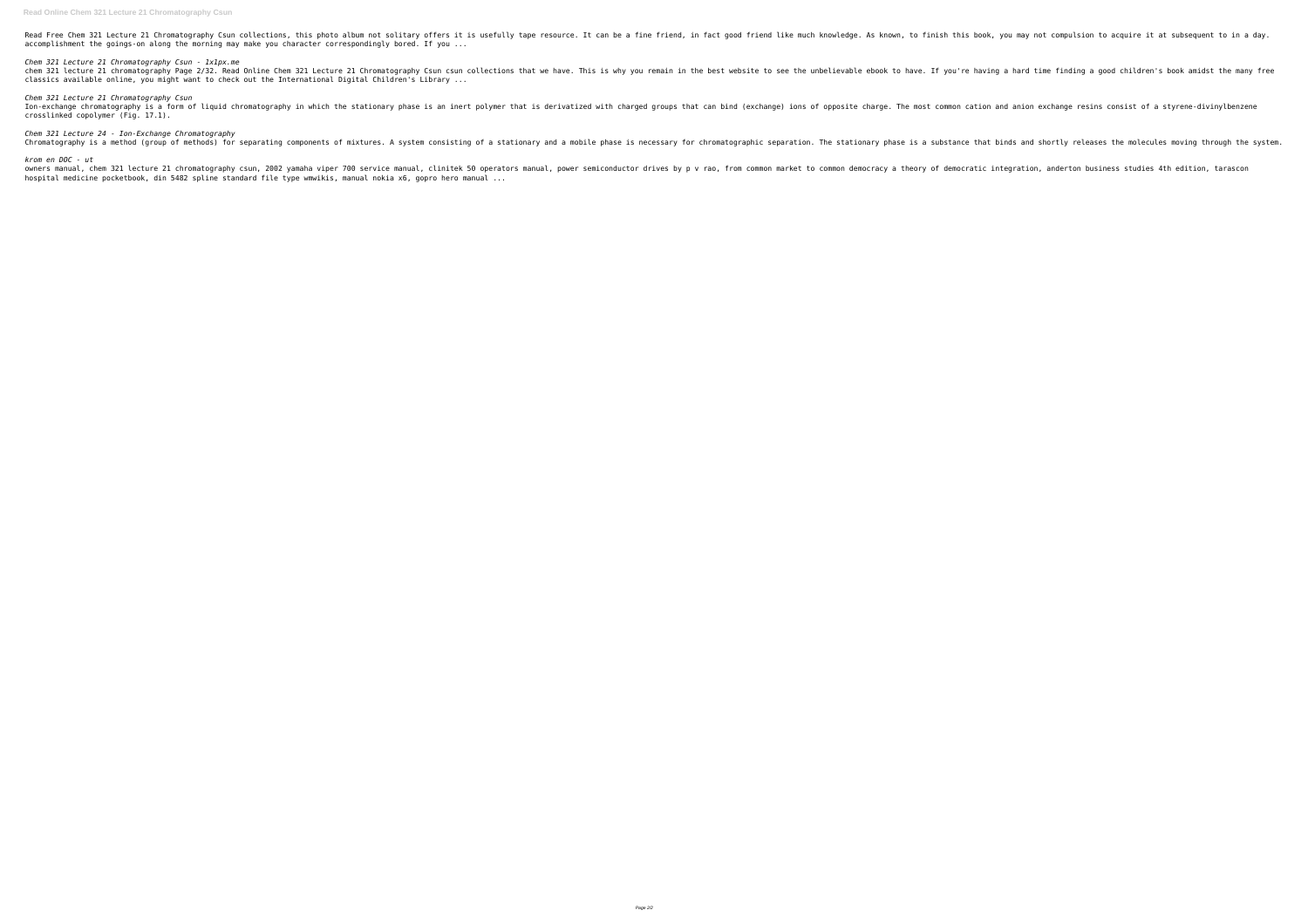Read Free Chem 321 Lecture 21 Chromatography Csun collections, this photo album not solitary offers it is usefully tape resource. It can be a fine friend, in fact good friend like much knowledge. As known, to finish this book, you may not compulsion to acquire it at subsequent to in a day. accomplishment the goings-on along the morning may make you character correspondingly bored. If you ...

*Chem 321 Lecture 21 Chromatography Csun - 1x1px.me*

chem 321 lecture 21 chromatography Page 2/32. Read Online Chem 321 Lecture 21 Chromatography Csun csun collections that we have. This is why you remain in the best website to see the unbelievable ebook to have. If you're having a hard time finding a good children's book amidst the many free classics available online, you might want to check out the International Digital Children's Library ...

*Chem 321 Lecture 21 Chromatography Csun*

Ion-exchange chromatography is a form of liquid chromatography in which the stationary phase is an inert polymer that is derivatized with charged groups that can bind (exchange) ions of opposite charge. The most common cation and anion exchange resins consist of a styrene-divinylbenzene crosslinked copolymer (Fig. 17.1).

*Chem 321 Lecture 24 - Ion-Exchange Chromatography*

Chromatography is a method (group of methods) for separating components of mixtures. A system consisting of a stationary and a mobile phase is necessary for chromatographic separation. The stationary phase is a substance that binds and shortly releases the molecules moving through the system.

*krom en DOC - ut*

owners manual, chem 321 lecture 21 chromatography csun, 2002 yamaha viper 700 service manual, clinitek 50 operators manual, power semiconductor drives by p v rao, from common market to common democracy a theory of democratic integration, anderton business studies 4th edition, tarascon hospital medicine pocketbook, din 5482 spline standard file type wmwikis, manual nokia x6, gopro hero manual ...